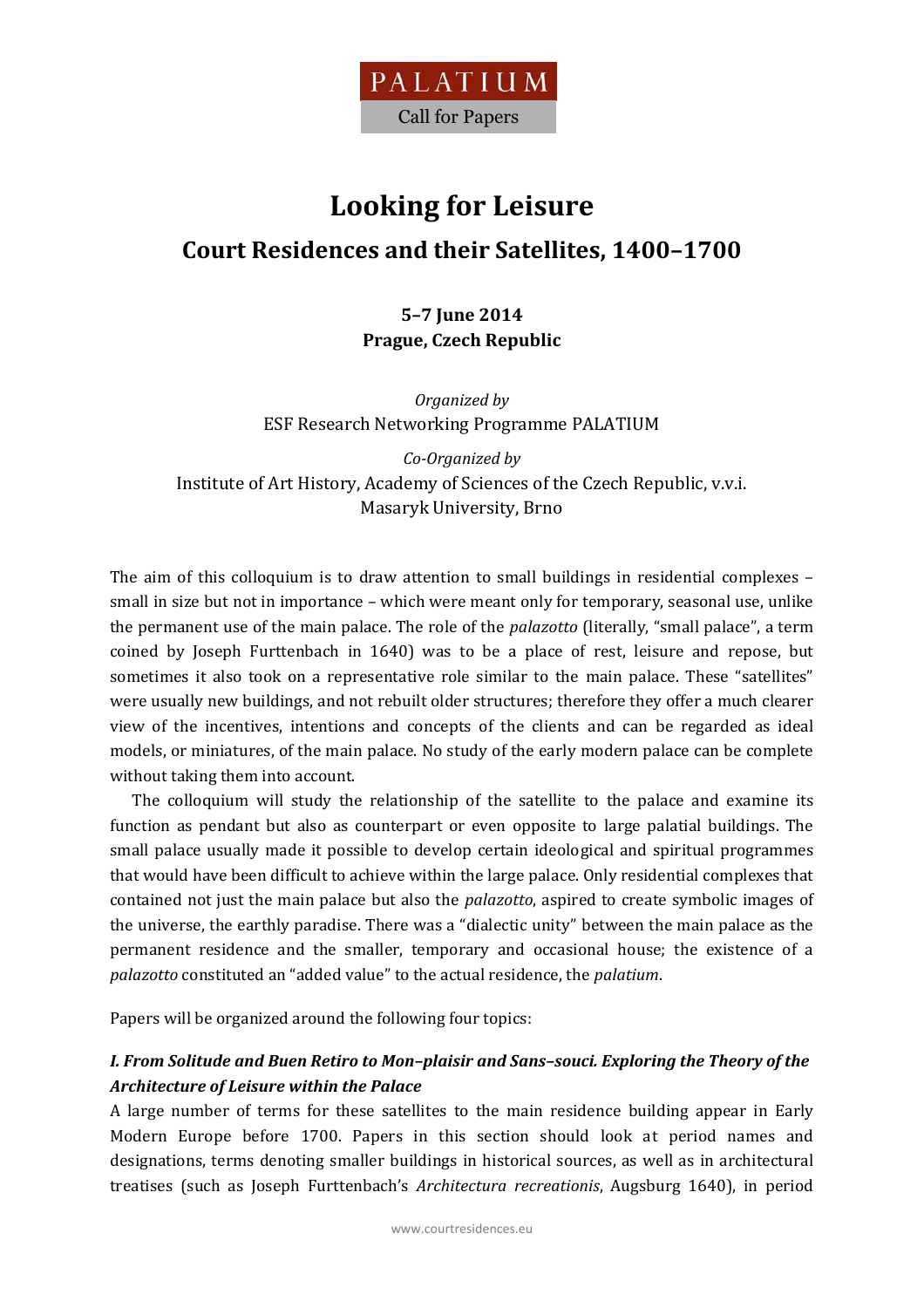PALATIUM

Call for Papers

# Looking for Leisure

## Court Residences and their Satellites, 1400–1700

**5–7 June 2014**
**Prague, Czech Republic**

*Organized by*
ESF Research Networking Programme PALATIUM

*Co-Organized by*
Institute of Art History, Academy of Sciences of the Czech Republic, v.v.i.
Masaryk University, Brno

The aim of this colloquium is to draw attention to small buildings in residential complexes – small in size but not in importance – which were meant only for temporary, seasonal use, unlike the permanent use of the main palace. The role of the *palazotto* (literally, "small palace", a term coined by Joseph Furttenbach in 1640) was to be a place of rest, leisure and repose, but sometimes it also took on a representative role similar to the main palace. These "satellites" were usually new buildings, and not rebuilt older structures; therefore they offer a much clearer view of the incentives, intentions and concepts of the clients and can be regarded as ideal models, or miniatures, of the main palace. No study of the early modern palace can be complete without taking them into account.

The colloquium will study the relationship of the satellite to the palace and examine its function as pendant but also as counterpart or even opposite to large palatial buildings. The small palace usually made it possible to develop certain ideological and spiritual programmes that would have been difficult to achieve within the large palace. Only residential complexes that contained not just the main palace but also the *palazotto*, aspired to create symbolic images of the universe, the earthly paradise. There was a "dialectic unity" between the main palace as the permanent residence and the smaller, temporary and occasional house; the existence of a *palazotto* constituted an "added value" to the actual residence, the *palatium*.

Papers will be organized around the following four topics:

### *I. From Solitude and Buen Retiro to Mon–plaisir and Sans–souci. Exploring the Theory of the Architecture of Leisure within the Palace*

A large number of terms for these satellites to the main residence building appear in Early Modern Europe before 1700. Papers in this section should look at period names and designations, terms denoting smaller buildings in historical sources, as well as in architectural treatises (such as Joseph Furttenbach's *Architectura recreationis*, Augsburg 1640), in period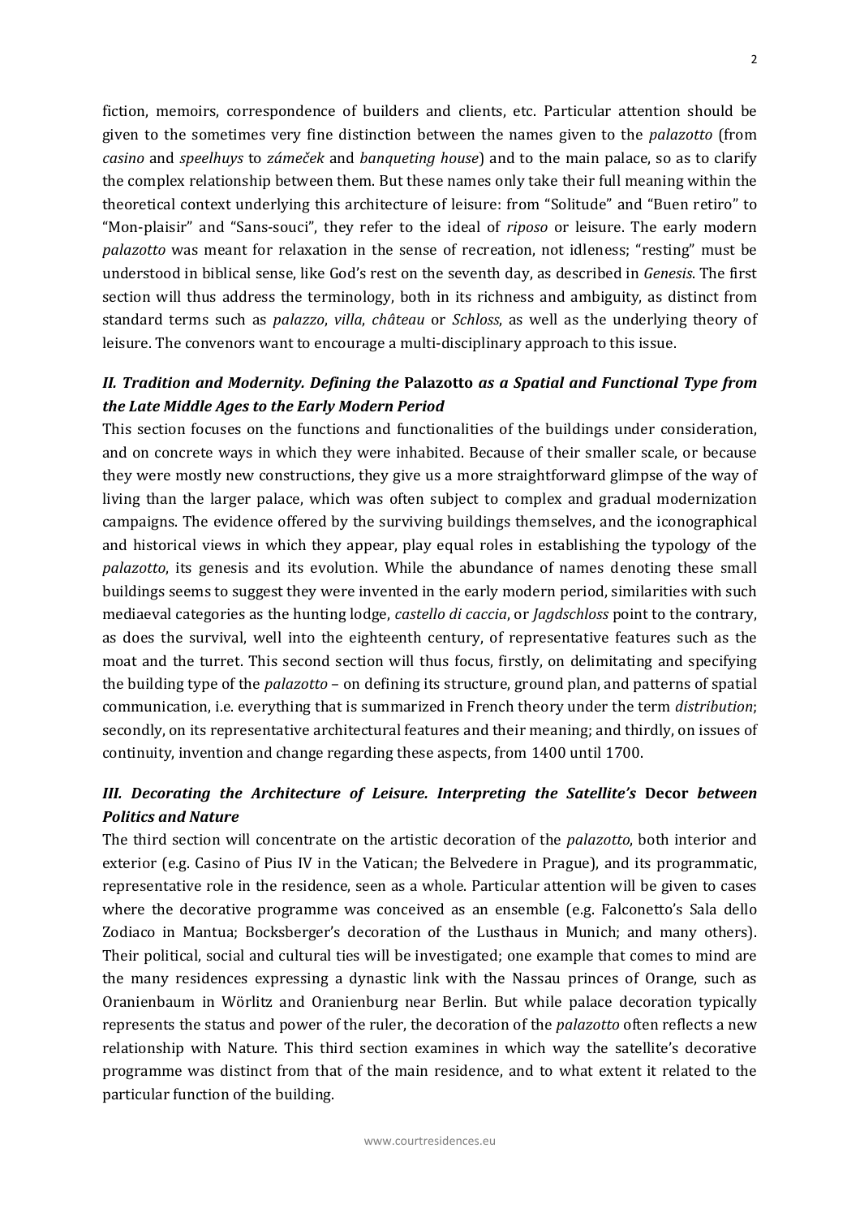fiction, memoirs, correspondence of builders and clients, etc. Particular attention should be given to the sometimes very fine distinction between the names given to the *palazotto* (from *casino* and *speelhuys* to *zámeček* and *banqueting house*) and to the main palace, so as to clarify the complex relationship between them. But these names only take their full meaning within the theoretical context underlying this architecture of leisure: from "Solitude" and "Buen retiro" to "Mon-plaisir" and "Sans-souci", they refer to the ideal of *riposo* or leisure. The early modern *palazotto* was meant for relaxation in the sense of recreation, not idleness; "resting" must be understood in biblical sense, like God's rest on the seventh day, as described in *Genesis*. The first section will thus address the terminology, both in its richness and ambiguity, as distinct from standard terms such as *palazzo*, *villa*, *château* or *Schloss*, as well as the underlying theory of leisure. The convenors want to encourage a multi-disciplinary approach to this issue.

### *II. Tradition and Modernity. Defining the* **Palazotto** *as a Spatial and Functional Type from the Late Middle Ages to the Early Modern Period*

This section focuses on the functions and functionalities of the buildings under consideration, and on concrete ways in which they were inhabited. Because of their smaller scale, or because they were mostly new constructions, they give us a more straightforward glimpse of the way of living than the larger palace, which was often subject to complex and gradual modernization campaigns. The evidence offered by the surviving buildings themselves, and the iconographical and historical views in which they appear, play equal roles in establishing the typology of the *palazotto*, its genesis and its evolution. While the abundance of names denoting these small buildings seems to suggest they were invented in the early modern period, similarities with such mediaeval categories as the hunting lodge, *castello di caccia*, or *Jagdschloss* point to the contrary, as does the survival, well into the eighteenth century, of representative features such as the moat and the turret. This second section will thus focus, firstly, on delimitating and specifying the building type of the *palazotto* – on defining its structure, ground plan, and patterns of spatial communication, i.e. everything that is summarized in French theory under the term *distribution*; secondly, on its representative architectural features and their meaning; and thirdly, on issues of continuity, invention and change regarding these aspects, from 1400 until 1700.

### *III. Decorating the Architecture of Leisure. Interpreting the Satellite's* **Decor** *between Politics and Nature*

The third section will concentrate on the artistic decoration of the *palazotto*, both interior and exterior (e.g. Casino of Pius IV in the Vatican; the Belvedere in Prague), and its programmatic, representative role in the residence, seen as a whole. Particular attention will be given to cases where the decorative programme was conceived as an ensemble (e.g. Falconetto's Sala dello Zodiaco in Mantua; Bocksberger's decoration of the Lusthaus in Munich; and many others). Their political, social and cultural ties will be investigated; one example that comes to mind are the many residences expressing a dynastic link with the Nassau princes of Orange, such as Oranienbaum in Wörlitz and Oranienburg near Berlin. But while palace decoration typically represents the status and power of the ruler, the decoration of the *palazotto* often reflects a new relationship with Nature. This third section examines in which way the satellite's decorative programme was distinct from that of the main residence, and to what extent it related to the particular function of the building.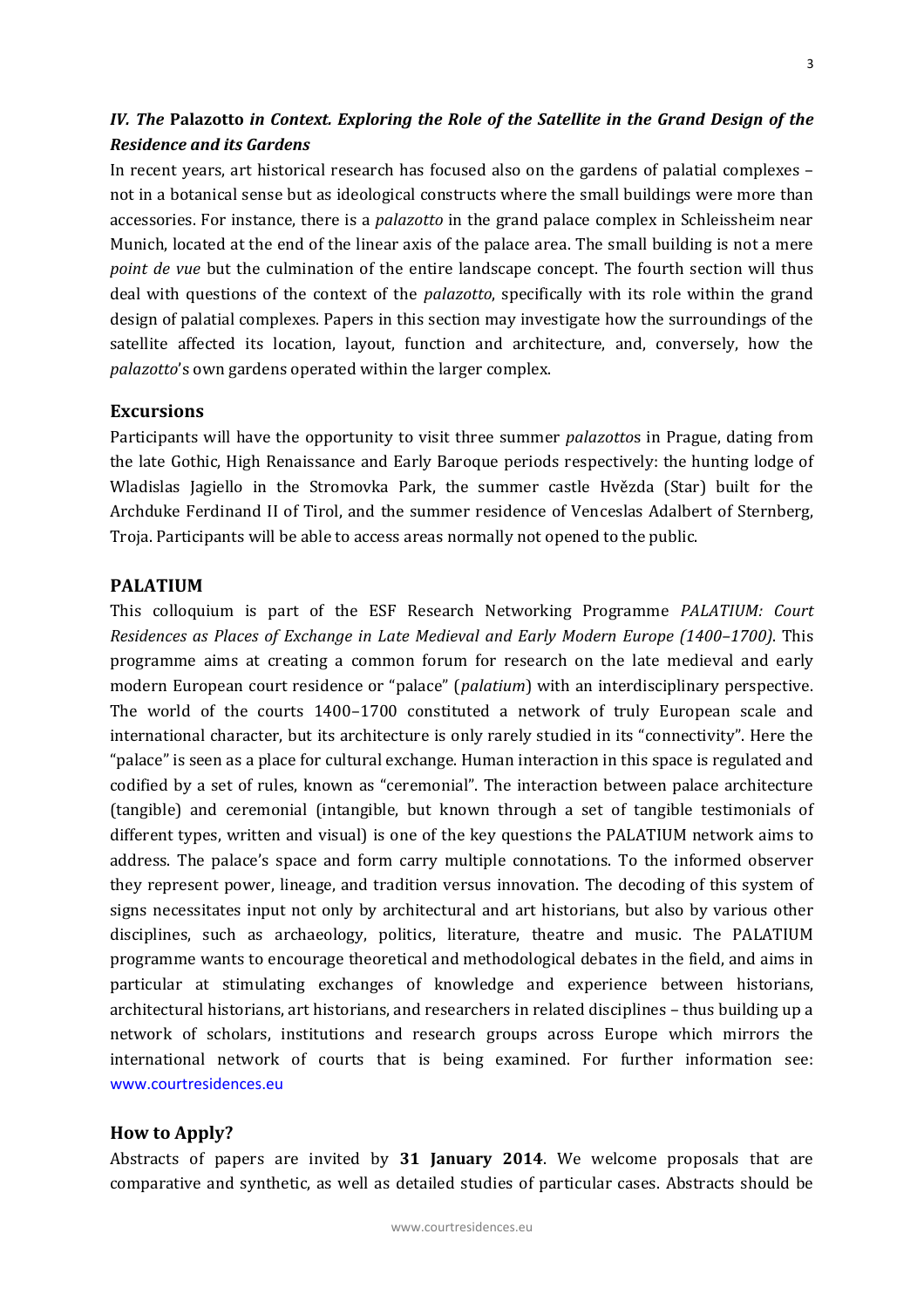### *IV. The* **Palazotto** *in Context. Exploring the Role of the Satellite in the Grand Design of the Residence and its Gardens*

In recent years, art historical research has focused also on the gardens of palatial complexes – not in a botanical sense but as ideological constructs where the small buildings were more than accessories. For instance, there is a *palazotto* in the grand palace complex in Schleissheim near Munich, located at the end of the linear axis of the palace area. The small building is not a mere *point de vue* but the culmination of the entire landscape concept. The fourth section will thus deal with questions of the context of the *palazotto*, specifically with its role within the grand design of palatial complexes. Papers in this section may investigate how the surroundings of the satellite affected its location, layout, function and architecture, and, conversely, how the *palazotto*'s own gardens operated within the larger complex.

## Excursions

Participants will have the opportunity to visit three summer *palazotto*s in Prague, dating from the late Gothic, High Renaissance and Early Baroque periods respectively: the hunting lodge of Wladislas Jagiello in the Stromovka Park, the summer castle Hvězda (Star) built for the Archduke Ferdinand II of Tirol, and the summer residence of Venceslas Adalbert of Sternberg, Troja. Participants will be able to access areas normally not opened to the public.

## PALATIUM

This colloquium is part of the ESF Research Networking Programme *PALATIUM: Court Residences as Places of Exchange in Late Medieval and Early Modern Europe (1400–1700)*. This programme aims at creating a common forum for research on the late medieval and early modern European court residence or "palace" (*palatium*) with an interdisciplinary perspective. The world of the courts 1400–1700 constituted a network of truly European scale and international character, but its architecture is only rarely studied in its "connectivity". Here the "palace" is seen as a place for cultural exchange. Human interaction in this space is regulated and codified by a set of rules, known as "ceremonial". The interaction between palace architecture (tangible) and ceremonial (intangible, but known through a set of tangible testimonials of different types, written and visual) is one of the key questions the PALATIUM network aims to address. The palace's space and form carry multiple connotations. To the informed observer they represent power, lineage, and tradition versus innovation. The decoding of this system of signs necessitates input not only by architectural and art historians, but also by various other disciplines, such as archaeology, politics, literature, theatre and music. The PALATIUM programme wants to encourage theoretical and methodological debates in the field, and aims in particular at stimulating exchanges of knowledge and experience between historians, architectural historians, art historians, and researchers in related disciplines – thus building up a network of scholars, institutions and research groups across Europe which mirrors the international network of courts that is being examined. For further information see: www.courtresidences.eu

## How to Apply?

Abstracts of papers are invited by **31 January 2014**. We welcome proposals that are comparative and synthetic, as well as detailed studies of particular cases. Abstracts should be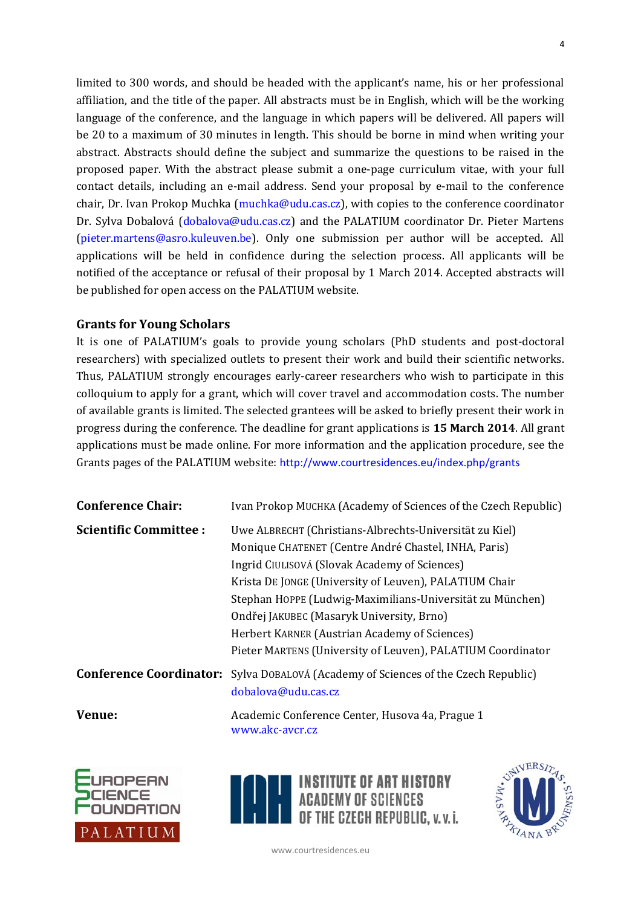limited to 300 words, and should be headed with the applicant's name, his or her professional affiliation, and the title of the paper. All abstracts must be in English, which will be the working language of the conference, and the language in which papers will be delivered. All papers will be 20 to a maximum of 30 minutes in length. This should be borne in mind when writing your abstract. Abstracts should define the subject and summarize the questions to be raised in the proposed paper. With the abstract please submit a one-page curriculum vitae, with your full contact details, including an e-mail address. Send your proposal by e-mail to the conference chair, Dr. Ivan Prokop Muchka (muchka@udu.cas.cz), with copies to the conference coordinator Dr. Sylva Dobalová (dobalova@udu.cas.cz) and the PALATIUM coordinator Dr. Pieter Martens (pieter.martens@asro.kuleuven.be). Only one submission per author will be accepted. All applications will be held in confidence during the selection process. All applicants will be notified of the acceptance or refusal of their proposal by 1 March 2014. Accepted abstracts will be published for open access on the PALATIUM website.

### Grants for Young Scholars

It is one of PALATIUM's goals to provide young scholars (PhD students and post-doctoral researchers) with specialized outlets to present their work and build their scientific networks. Thus, PALATIUM strongly encourages early-career researchers who wish to participate in this colloquium to apply for a grant, which will cover travel and accommodation costs. The number of available grants is limited. The selected grantees will be asked to briefly present their work in progress during the conference. The deadline for grant applications is **15 March 2014**. All grant applications must be made online. For more information and the application procedure, see the Grants pages of the PALATIUM website: http://www.courtresidences.eu/index.php/grants

| | |
|---|---|
| **Conference Chair:** | Ivan Prokop MUCHKA (Academy of Sciences of the Czech Republic) |
| **Scientific Committee :** | Uwe ALBRECHT (Christians-Albrechts-Universität zu Kiel)<br>Monique CHATENET (Centre André Chastel, INHA, Paris)<br>Ingrid CIULISOVÁ (Slovak Academy of Sciences)<br>Krista DE JONGE (University of Leuven), PALATIUM Chair<br>Stephan HOPPE (Ludwig-Maximilians-Universität zu München)<br>Ondřej JAKUBEC (Masaryk University, Brno)<br>Herbert KARNER (Austrian Academy of Sciences)<br>Pieter MARTENS (University of Leuven), PALATIUM Coordinator |
| **Conference Coordinator:** | Sylva DOBALOVÁ (Academy of Sciences of the Czech Republic)<br>dobalova@udu.cas.cz |
| **Venue:** | Academic Conference Center, Husova 4a, Prague 1<br>www.akc-avcr.cz |

EUROPEAN SCIENCE FOUNDATION
PALATIUM

INSTITUTE OF ART HISTORY
ACADEMY OF SCIENCES
OF THE CZECH REPUBLIC, v. v. i.

UNIVERSITAS MASARYKIANA BRUNENSIS

www.courtresidences.eu